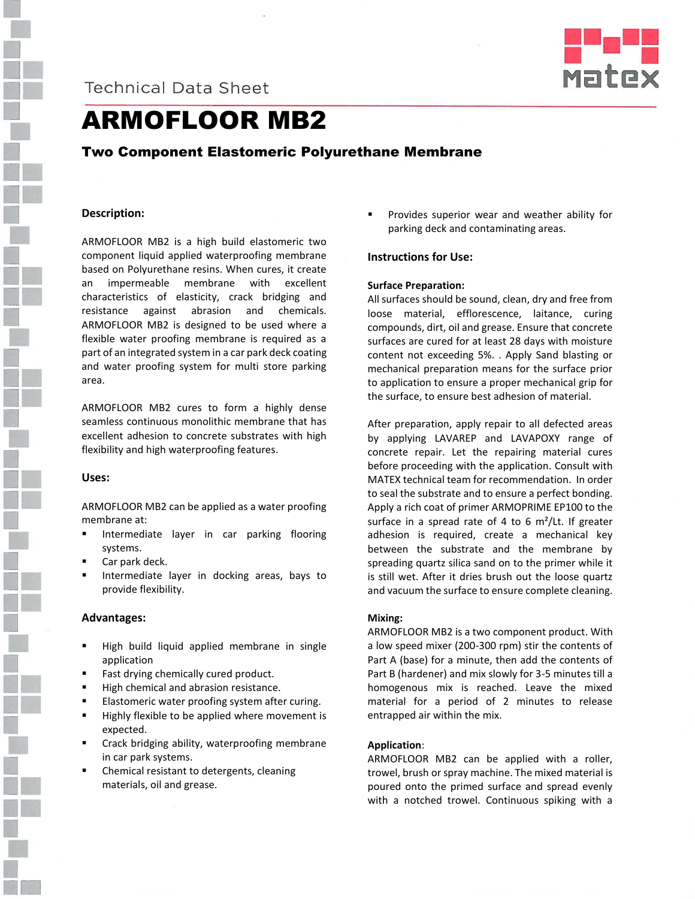Technical Data Sheet

# ARMOFLOOR MB2

## Two Component Elastomeric Polyurethane Membrane

### Description:

ARMOFLOOR MB2 is a high build elastomeric two component liquid applied waterproofing membrane based on Polyurethane resins. When cures, it create an impermeable membrane with excellent characteristics of elasticity, crack bridging and resistance against abrasion and chemicals. ARMOFLOOR MB2 is designed to be used where a flexible water proofing membrane is required as a part of an integrated system in a car park deck coating and water proofing system for multi store parking area.

ARMOFLOOR MB2 cures to form a highly dense seamless continuous monolithic membrane that has excellent adhesion to concrete substrates with high flexibility and high waterproofing features.

### Uses:

ARMOFLOOR MB2 can be applied as a water proofing membrane at:

- Intermediate layer in car parking flooring systems.
- Car park deck.
- Intermediate layer in docking areas, bays to provide flexibility.

### Advantages:

- High build liquid applied membrane in single application
- Fast drying chemically cured product.
- High chemical and abrasion resistance.
- Elastomeric water proofing system after curing.
- Highly flexible to be applied where movement is expected.
- Crack bridging ability, waterproofing membrane in car park systems.
- Chemical resistant to detergents, cleaning materials, oil and grease.
- Provides superior wear and weather ability for parking deck and contaminating areas.

### Instructions for Use:

**Surface Preparation:**
All surfaces should be sound, clean, dry and free from loose material, efflorescence, laitance, curing compounds, dirt, oil and grease. Ensure that concrete surfaces are cured for at least 28 days with moisture content not exceeding 5%. . Apply Sand blasting or mechanical preparation means for the surface prior to application to ensure a proper mechanical grip for the surface, to ensure best adhesion of material.

After preparation, apply repair to all defected areas by applying LAVAREP and LAVAPOXY range of concrete repair. Let the repairing material cures before proceeding with the application. Consult with MATEX technical team for recommendation. In order to seal the substrate and to ensure a perfect bonding. Apply a rich coat of primer ARMOPRIME EP100 to the surface in a spread rate of 4 to 6 m²/Lt. If greater adhesion is required, create a mechanical key between the substrate and the membrane by spreading quartz silica sand on to the primer while it is still wet. After it dries brush out the loose quartz and vacuum the surface to ensure complete cleaning.

**Mixing:**
ARMOFLOOR MB2 is a two component product. With a low speed mixer (200-300 rpm) stir the contents of Part A (base) for a minute, then add the contents of Part B (hardener) and mix slowly for 3-5 minutes till a homogenous mix is reached. Leave the mixed material for a period of 2 minutes to release entrapped air within the mix.

**Application**:
ARMOFLOOR MB2 can be applied with a roller, trowel, brush or spray machine. The mixed material is poured onto the primed surface and spread evenly with a notched trowel. Continuous spiking with a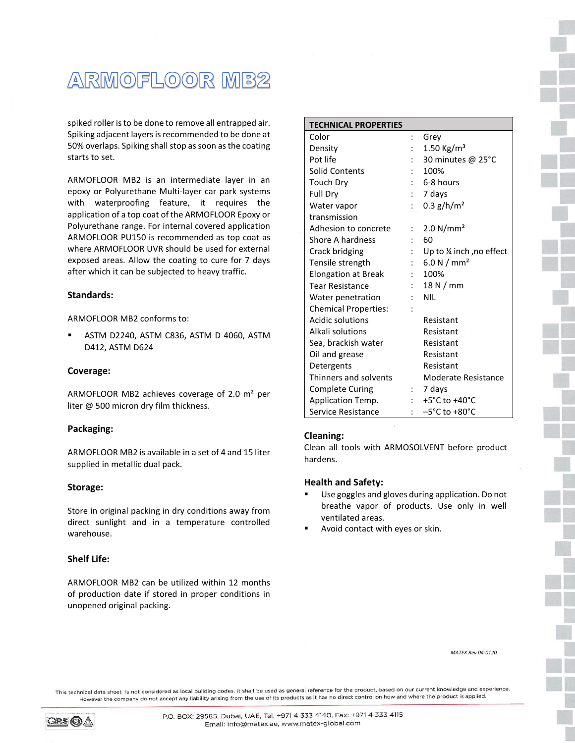# ARMOFLOOR MB2

spiked roller is to be done to remove all entrapped air. Spiking adjacent layers is recommended to be done at 50% overlaps. Spiking shall stop as soon as the coating starts to set.

ARMOFLOOR MB2 is an intermediate layer in an epoxy or Polyurethane Multi-layer car park systems with waterproofing feature, it requires the application of a top coat of the ARMOFLOOR Epoxy or Polyurethane range. For internal covered application ARMOFLOOR PU150 is recommended as top coat as where ARMOFLOOR UVR should be used for external exposed areas. Allow the coating to cure for 7 days after which it can be subjected to heavy traffic.

### Standards:

ARMOFLOOR MB2 conforms to:

- ASTM D2240, ASTM C836, ASTM D 4060, ASTM D412, ASTM D624

### Coverage:

ARMOFLOOR MB2 achieves coverage of 2.0 m² per liter @ 500 micron dry film thickness.

### Packaging:

ARMOFLOOR MB2 is available in a set of 4 and 15 liter supplied in metallic dual pack.

### Storage:

Store in original packing in dry conditions away from direct sunlight and in a temperature controlled warehouse.

### Shelf Life:

ARMOFLOOR MB2 can be utilized within 12 months of production date if stored in proper conditions in unopened original packing.

| TECHNICAL PROPERTIES | | |
|---|---|---|
| Color | : | Grey |
| Density | : | 1.50 Kg/m³ |
| Pot life | : | 30 minutes @ 25°C |
| Solid Contents | : | 100% |
| Touch Dry | : | 6-8 hours |
| Full Dry | : | 7 days |
| Water vapor transmission | : | 0.3 g/h/m² |
| Adhesion to concrete | : | 2.0 N/mm² |
| Shore A hardness | : | 60 |
| Crack bridging | : | Up to ¼ inch ,no effect |
| Tensile strength | : | 6.0 N / mm² |
| Elongation at Break | : | 100% |
| Tear Resistance | : | 18 N / mm |
| Water penetration | : | NIL |
| Chemical Properties: | : | |
| Acidic solutions | | Resistant |
| Alkali solutions | | Resistant |
| Sea, brackish water | | Resistant |
| Oil and grease | | Resistant |
| Detergents | | Resistant |
| Thinners and solvents | | Moderate Resistance |
| Complete Curing | : | 7 days |
| Application Temp. | : | +5°C to +40°C |
| Service Resistance | : | –5°C to +80°C |

### Cleaning:

Clean all tools with ARMOSOLVENT before product hardens.

### Health and Safety:

- Use goggles and gloves during application. Do not breathe vapor of products. Use only in well ventilated areas.
- Avoid contact with eyes or skin.

*MATEX Rev.04-0120*

This technical data sheet is not considered as local building codes. It shall be used as general reference for the product, based on our current knowledge and experience. However the company do not accept any liability arising from the use of its products as it has no direct control on how and where the product is applied.

P.O. BOX: 29585, Dubai, UAE, Tel: +971 4 333 4140, Fax: +971 4 333 4115
Email: info@matex.ae, www.matex-global.com